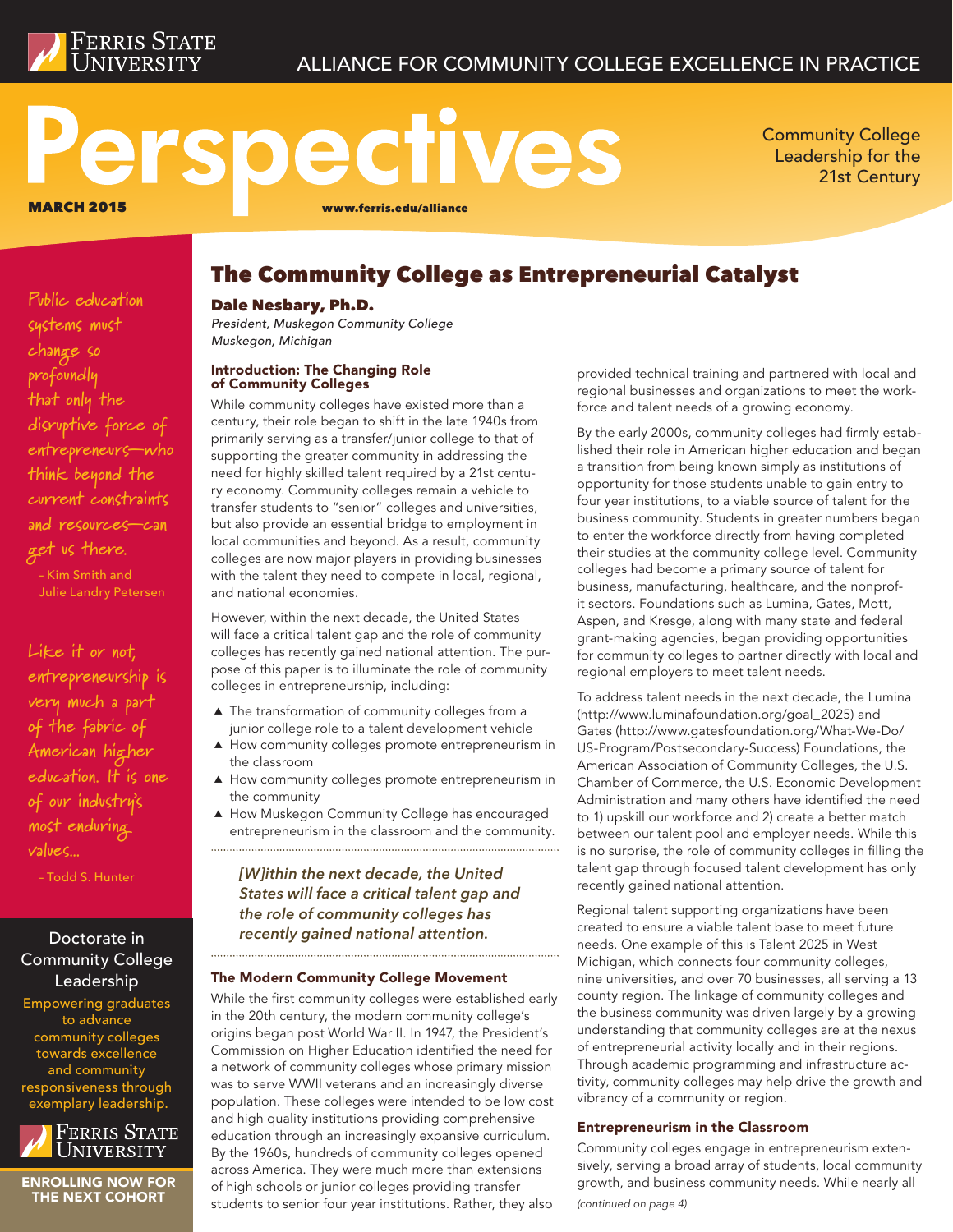FERRIS STATE UNIVERSITY

ALLIANCE FOR COMMUNITY COLLEGE EXCELLENCE IN PRACTICE

# Perspectives

MARCH 2015

www.ferris.edu/alliance

Community College Leadership for the 21st Century

## The Community College as Entrepreneurial Catalyst

**Dale Nesbary, Ph.D.**
*President, Muskegon Community College*
*Muskegon, Michigan*

### Introduction: The Changing Role of Community Colleges

While community colleges have existed more than a century, their role began to shift in the late 1940s from primarily serving as a transfer/junior college to that of supporting the greater community in addressing the need for highly skilled talent required by a 21st century economy. Community colleges remain a vehicle to transfer students to "senior" colleges and universities, but also provide an essential bridge to employment in local communities and beyond. As a result, community colleges are now major players in providing businesses with the talent they need to compete in local, regional, and national economies.

However, within the next decade, the United States will face a critical talent gap and the role of community colleges has recently gained national attention. The purpose of this paper is to illuminate the role of community colleges in entrepreneurship, including:

- The transformation of community colleges from a junior college role to a talent development vehicle
- How community colleges promote entrepreneurism in the classroom
- How community colleges promote entrepreneurism in the community
- How Muskegon Community College has encouraged entrepreneurism in the classroom and the community.

> *[W]ithin the next decade, the United States will face a critical talent gap and the role of community colleges has recently gained national attention.*

### The Modern Community College Movement

While the first community colleges were established early in the 20th century, the modern community college's origins began post World War II. In 1947, the President's Commission on Higher Education identified the need for a network of community colleges whose primary mission was to serve WWII veterans and an increasingly diverse population. These colleges were intended to be low cost and high quality institutions providing comprehensive education through an increasingly expansive curriculum. By the 1960s, hundreds of community colleges opened across America. They were much more than extensions of high schools or junior colleges providing transfer students to senior four year institutions. Rather, they also provided technical training and partnered with local and regional businesses and organizations to meet the workforce and talent needs of a growing economy.

By the early 2000s, community colleges had firmly established their role in American higher education and began a transition from being known simply as institutions of opportunity for those students unable to gain entry to four year institutions, to a viable source of talent for the business community. Students in greater numbers began to enter the workforce directly from having completed their studies at the community college level. Community colleges had become a primary source of talent for business, manufacturing, healthcare, and the nonprofit sectors. Foundations such as Lumina, Gates, Mott, Aspen, and Kresge, along with many state and federal grant-making agencies, began providing opportunities for community colleges to partner directly with local and regional employers to meet talent needs.

To address talent needs in the next decade, the Lumina (http://www.luminafoundation.org/goal_2025) and Gates (http://www.gatesfoundation.org/What-We-Do/US-Program/Postsecondary-Success) Foundations, the American Association of Community Colleges, the U.S. Chamber of Commerce, the U.S. Economic Development Administration and many others have identified the need to 1) upskill our workforce and 2) create a better match between our talent pool and employer needs. While this is no surprise, the role of community colleges in filling the talent gap through focused talent development has only recently gained national attention.

Regional talent supporting organizations have been created to ensure a viable talent base to meet future needs. One example of this is Talent 2025 in West Michigan, which connects four community colleges, nine universities, and over 70 businesses, all serving a 13 county region. The linkage of community colleges and the business community was driven largely by a growing understanding that community colleges are at the nexus of entrepreneurial activity locally and in their regions. Through academic programming and infrastructure activity, community colleges may help drive the growth and vibrancy of a community or region.

### Entrepreneurism in the Classroom

Community colleges engage in entrepreneurism extensively, serving a broad array of students, local community growth, and business community needs. While nearly all

*(continued on page 4)*

---

> Public education systems must change so profoundly that only the disruptive force of entrepreneurs—who think beyond the current constraints and resources—can get us there.
>
> – Kim Smith and Julie Landry Petersen

> Like it or not, entrepreneurship is very much a part of the fabric of American higher education. It is one of our industry's most enduring values...
>
> – Todd S. Hunter

**Doctorate in Community College Leadership**

Empowering graduates to advance community colleges towards excellence and community responsiveness through exemplary leadership.

FERRIS STATE UNIVERSITY

**ENROLLING NOW FOR THE NEXT COHORT**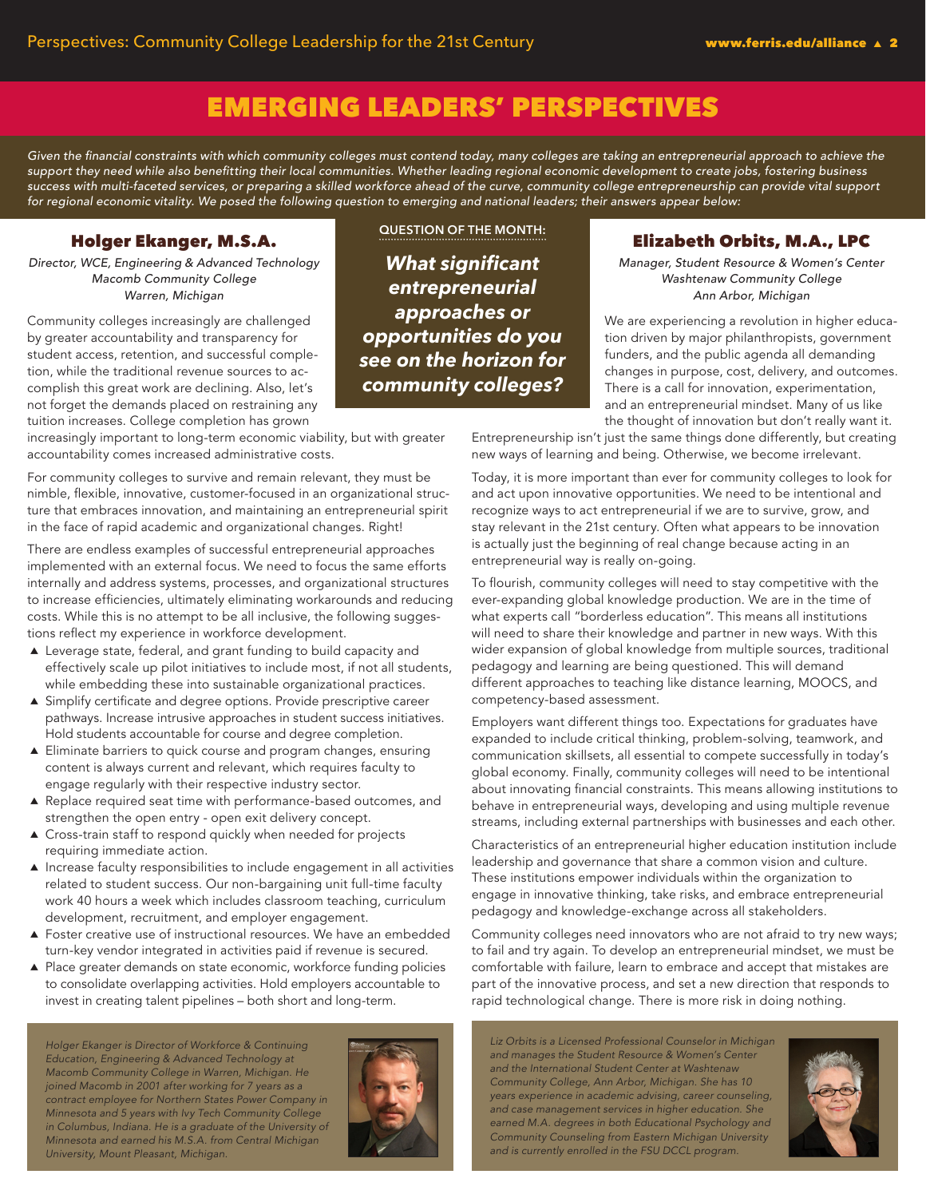# EMERGING LEADERS' PERSPECTIVES

*Given the financial constraints with which community colleges must contend today, many colleges are taking an entrepreneurial approach to achieve the support they need while also benefitting their local communities. Whether leading regional economic development to create jobs, fostering business success with multi-faceted services, or preparing a skilled workforce ahead of the curve, community college entrepreneurship can provide vital support for regional economic vitality. We posed the following question to emerging and national leaders; their answers appear below:*

**QUESTION OF THE MONTH:**

***What significant entrepreneurial approaches or opportunities do you see on the horizon for community colleges?***

## Holger Ekanger, M.S.A.

*Director, WCE, Engineering & Advanced Technology*
*Macomb Community College*
*Warren, Michigan*

Community colleges increasingly are challenged by greater accountability and transparency for student access, retention, and successful completion, while the traditional revenue sources to accomplish this great work are declining. Also, let's not forget the demands placed on restraining any tuition increases. College completion has grown increasingly important to long-term economic viability, but with greater accountability comes increased administrative costs.

For community colleges to survive and remain relevant, they must be nimble, flexible, innovative, customer-focused in an organizational structure that embraces innovation, and maintaining an entrepreneurial spirit in the face of rapid academic and organizational changes. Right!

There are endless examples of successful entrepreneurial approaches implemented with an external focus. We need to focus the same efforts internally and address systems, processes, and organizational structures to increase efficiencies, ultimately eliminating workarounds and reducing costs. While this is no attempt to be all inclusive, the following suggestions reflect my experience in workforce development.

- Leverage state, federal, and grant funding to build capacity and effectively scale up pilot initiatives to include most, if not all students, while embedding these into sustainable organizational practices.
- Simplify certificate and degree options. Provide prescriptive career pathways. Increase intrusive approaches in student success initiatives. Hold students accountable for course and degree completion.
- Eliminate barriers to quick course and program changes, ensuring content is always current and relevant, which requires faculty to engage regularly with their respective industry sector.
- Replace required seat time with performance-based outcomes, and strengthen the open entry - open exit delivery concept.
- Cross-train staff to respond quickly when needed for projects requiring immediate action.
- Increase faculty responsibilities to include engagement in all activities related to student success. Our non-bargaining unit full-time faculty work 40 hours a week which includes classroom teaching, curriculum development, recruitment, and employer engagement.
- Foster creative use of instructional resources. We have an embedded turn-key vendor integrated in activities paid if revenue is secured.
- Place greater demands on state economic, workforce funding policies to consolidate overlapping activities. Hold employers accountable to invest in creating talent pipelines – both short and long-term.

*Holger Ekanger is Director of Workforce & Continuing Education, Engineering & Advanced Technology at Macomb Community College in Warren, Michigan. He joined Macomb in 2001 after working for 7 years as a contract employee for Northern States Power Company in Minnesota and 5 years with Ivy Tech Community College in Columbus, Indiana. He is a graduate of the University of Minnesota and earned his M.S.A. from Central Michigan University, Mount Pleasant, Michigan.*

## Elizabeth Orbits, M.A., LPC

*Manager, Student Resource & Women's Center*
*Washtenaw Community College*
*Ann Arbor, Michigan*

We are experiencing a revolution in higher education driven by major philanthropists, government funders, and the public agenda all demanding changes in purpose, cost, delivery, and outcomes. There is a call for innovation, experimentation, and an entrepreneurial mindset. Many of us like the thought of innovation but don't really want it. Entrepreneurship isn't just the same things done differently, but creating new ways of learning and being. Otherwise, we become irrelevant.

Today, it is more important than ever for community colleges to look for and act upon innovative opportunities. We need to be intentional and recognize ways to act entrepreneurial if we are to survive, grow, and stay relevant in the 21st century. Often what appears to be innovation is actually just the beginning of real change because acting in an entrepreneurial way is really on-going.

To flourish, community colleges will need to stay competitive with the ever-expanding global knowledge production. We are in the time of what experts call "borderless education". This means all institutions will need to share their knowledge and partner in new ways. With this wider expansion of global knowledge from multiple sources, traditional pedagogy and learning are being questioned. This will demand different approaches to teaching like distance learning, MOOCS, and competency-based assessment.

Employers want different things too. Expectations for graduates have expanded to include critical thinking, problem-solving, teamwork, and communication skillsets, all essential to compete successfully in today's global economy. Finally, community colleges will need to be intentional about innovating financial constraints. This means allowing institutions to behave in entrepreneurial ways, developing and using multiple revenue streams, including external partnerships with businesses and each other.

Characteristics of an entrepreneurial higher education institution include leadership and governance that share a common vision and culture. These institutions empower individuals within the organization to engage in innovative thinking, take risks, and embrace entrepreneurial pedagogy and knowledge-exchange across all stakeholders.

Community colleges need innovators who are not afraid to try new ways; to fail and try again. To develop an entrepreneurial mindset, we must be comfortable with failure, learn to embrace and accept that mistakes are part of the innovative process, and set a new direction that responds to rapid technological change. There is more risk in doing nothing.

*Liz Orbits is a Licensed Professional Counselor in Michigan and manages the Student Resource & Women's Center and the International Student Center at Washtenaw Community College, Ann Arbor, Michigan. She has 10 years experience in academic advising, career counseling, and case management services in higher education. She earned M.A. degrees in both Educational Psychology and Community Counseling from Eastern Michigan University and is currently enrolled in the FSU DCCL program.*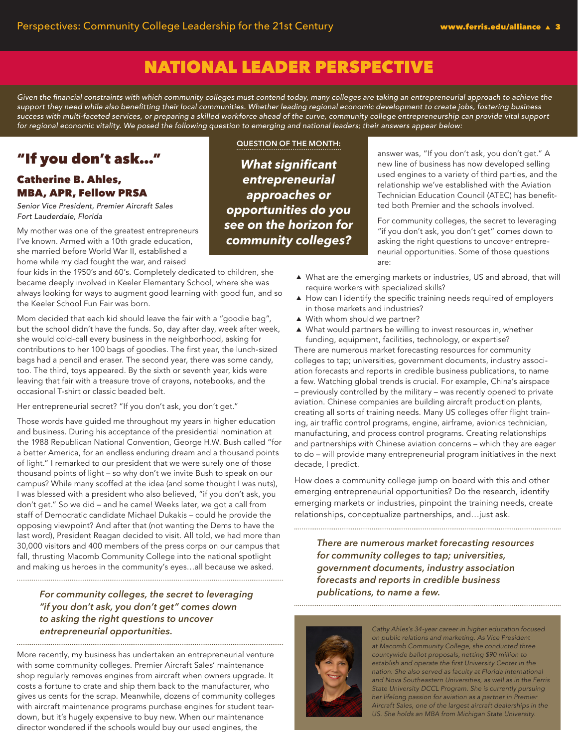# NATIONAL LEADER PERSPECTIVE

*Given the financial constraints with which community colleges must contend today, many colleges are taking an entrepreneurial approach to achieve the support they need while also benefitting their local communities. Whether leading regional economic development to create jobs, fostering business success with multi-faceted services, or preparing a skilled workforce ahead of the curve, community college entrepreneurship can provide vital support for regional economic vitality. We posed the following question to emerging and national leaders; their answers appear below:*

**QUESTION OF THE MONTH:**

***What significant entrepreneurial approaches or opportunities do you see on the horizon for community colleges?***

## "If you don't ask..."

### Catherine B. Ahles, MBA, APR, Fellow PRSA

*Senior Vice President, Premier Aircraft Sales*
*Fort Lauderdale, Florida*

My mother was one of the greatest entrepreneurs I've known. Armed with a 10th grade education, she married before World War II, established a home while my dad fought the war, and raised four kids in the 1950's and 60's. Completely dedicated to children, she became deeply involved in Keeler Elementary School, where she was always looking for ways to augment good learning with good fun, and so the Keeler School Fun Fair was born.

Mom decided that each kid should leave the fair with a "goodie bag", but the school didn't have the funds. So, day after day, week after week, she would cold-call every business in the neighborhood, asking for contributions to her 100 bags of goodies. The first year, the lunch-sized bags had a pencil and eraser. The second year, there was some candy, too. The third, toys appeared. By the sixth or seventh year, kids were leaving that fair with a treasure trove of crayons, notebooks, and the occasional T-shirt or classic beaded belt.

Her entrepreneurial secret? "If you don't ask, you don't get."

Those words have guided me throughout my years in higher education and business. During his acceptance of the presidential nomination at the 1988 Republican National Convention, George H.W. Bush called "for a better America, for an endless enduring dream and a thousand points of light." I remarked to our president that we were surely one of those thousand points of light – so why don't we invite Bush to speak on our campus? While many scoffed at the idea (and some thought I was nuts), I was blessed with a president who also believed, "if you don't ask, you don't get." So we did – and he came! Weeks later, we got a call from staff of Democratic candidate Michael Dukakis – could he provide the opposing viewpoint? And after that (not wanting the Dems to have the last word), President Reagan decided to visit. All told, we had more than 30,000 visitors and 400 members of the press corps on our campus that fall, thrusting Macomb Community College into the national spotlight and making us heroes in the community's eyes…all because we asked.

> ***For community colleges, the secret to leveraging "if you don't ask, you don't get" comes down to asking the right questions to uncover entrepreneurial opportunities.***

More recently, my business has undertaken an entrepreneurial venture with some community colleges. Premier Aircraft Sales' maintenance shop regularly removes engines from aircraft when owners upgrade. It costs a fortune to crate and ship them back to the manufacturer, who gives us cents for the scrap. Meanwhile, dozens of community colleges with aircraft maintenance programs purchase engines for student teardown, but it's hugely expensive to buy new. When our maintenance director wondered if the schools would buy our used engines, the answer was, "If you don't ask, you don't get." A new line of business has now developed selling used engines to a variety of third parties, and the relationship we've established with the Aviation Technician Education Council (ATEC) has benefitted both Premier and the schools involved.

For community colleges, the secret to leveraging "if you don't ask, you don't get" comes down to asking the right questions to uncover entrepreneurial opportunities. Some of those questions are:

- What are the emerging markets or industries, US and abroad, that will require workers with specialized skills?
- How can I identify the specific training needs required of employers in those markets and industries?
- With whom should we partner?
- What would partners be willing to invest resources in, whether funding, equipment, facilities, technology, or expertise?

There are numerous market forecasting resources for community colleges to tap; universities, government documents, industry association forecasts and reports in credible business publications, to name a few. Watching global trends is crucial. For example, China's airspace – previously controlled by the military – was recently opened to private aviation. Chinese companies are building aircraft production plants, creating all sorts of training needs. Many US colleges offer flight training, air traffic control programs, engine, airframe, avionics technician, manufacturing, and process control programs. Creating relationships and partnerships with Chinese aviation concerns – which they are eager to do – will provide many entrepreneurial program initiatives in the next decade, I predict.

How does a community college jump on board with this and other emerging entrepreneurial opportunities? Do the research, identify emerging markets or industries, pinpoint the training needs, create relationships, conceptualize partnerships, and…just ask.

> ***There are numerous market forecasting resources for community colleges to tap; universities, government documents, industry association forecasts and reports in credible business publications, to name a few.***

*Cathy Ahles's 34-year career in higher education focused on public relations and marketing. As Vice President at Macomb Community College, she conducted three countywide ballot proposals, netting $90 million to establish and operate the first University Center in the nation. She also served as faculty at Florida International and Nova Southeastern Universities, as well as in the Ferris State University DCCL Program. She is currently pursuing her lifelong passion for aviation as a partner in Premier Aircraft Sales, one of the largest aircraft dealerships in the US. She holds an MBA from Michigan State University.*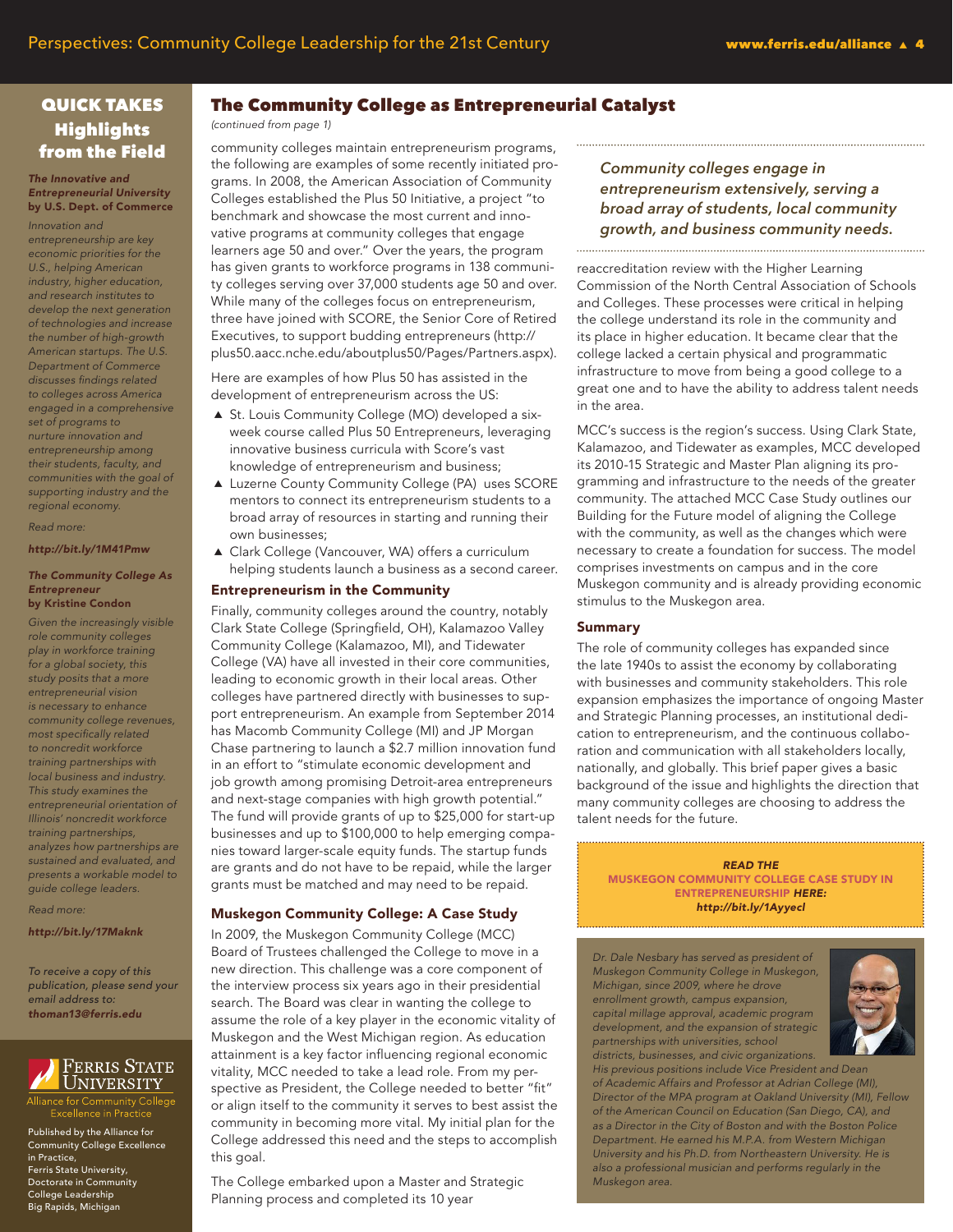## QUICK TAKES Highlights from the Field

***The Innovative and Entrepreneurial University* by U.S. Dept. of Commerce**

*Innovation and entrepreneurship are key economic priorities for the U.S., helping American industry, higher education, and research institutes to develop the next generation of technologies and increase the number of high-growth American startups. The U.S. Department of Commerce discusses findings related to colleges across America engaged in a comprehensive set of programs to nurture innovation and entrepreneurship among their students, faculty, and communities with the goal of supporting industry and the regional economy.*

*Read more:*

***http://bit.ly/1M41Pmw***

***The Community College As Entrepreneur* by Kristine Condon**

*Given the increasingly visible role community colleges play in workforce training for a global society, this study posits that a more entrepreneurial vision is necessary to enhance community college revenues, most specifically related to noncredit workforce training partnerships with local business and industry. This study examines the entrepreneurial orientation of Illinois' noncredit workforce training partnerships, analyzes how partnerships are sustained and evaluated, and presents a workable model to guide college leaders.*

*Read more:*

***http://bit.ly/17Maknk***

*To receive a copy of this publication, please send your email address to:* ***thoman13@ferris.edu***

Ferris State University
Alliance for Community College Excellence in Practice

Published by the Alliance for Community College Excellence in Practice,
Ferris State University,
Doctorate in Community College Leadership
Big Rapids, Michigan

# The Community College as Entrepreneurial Catalyst

*(continued from page 1)*

community colleges maintain entrepreneurism programs, the following are examples of some recently initiated programs. In 2008, the American Association of Community Colleges established the Plus 50 Initiative, a project "to benchmark and showcase the most current and innovative programs at community colleges that engage learners age 50 and over." Over the years, the program has given grants to workforce programs in 138 community colleges serving over 37,000 students age 50 and over. While many of the colleges focus on entrepreneurism, three have joined with SCORE, the Senior Core of Retired Executives, to support budding entrepreneurs (http://plus50.aacc.nche.edu/aboutplus50/Pages/Partners.aspx).

Here are examples of how Plus 50 has assisted in the development of entrepreneurism across the US:

- St. Louis Community College (MO) developed a six-week course called Plus 50 Entrepreneurs, leveraging innovative business curricula with Score's vast knowledge of entrepreneurism and business;
- Luzerne County Community College (PA) uses SCORE mentors to connect its entrepreneurism students to a broad array of resources in starting and running their own businesses;
- Clark College (Vancouver, WA) offers a curriculum helping students launch a business as a second career.

### Entrepreneurism in the Community

Finally, community colleges around the country, notably Clark State College (Springfield, OH), Kalamazoo Valley Community College (Kalamazoo, MI), and Tidewater College (VA) have all invested in their core communities, leading to economic growth in their local areas. Other colleges have partnered directly with businesses to support entrepreneurism. An example from September 2014 has Macomb Community College (MI) and JP Morgan Chase partnering to launch a $2.7 million innovation fund in an effort to "stimulate economic development and job growth among promising Detroit-area entrepreneurs and next-stage companies with high growth potential." The fund will provide grants of up to $25,000 for start-up businesses and up to $100,000 to help emerging companies toward larger-scale equity funds. The startup funds are grants and do not have to be repaid, while the larger grants must be matched and may need to be repaid.

### Muskegon Community College: A Case Study

In 2009, the Muskegon Community College (MCC) Board of Trustees challenged the College to move in a new direction. This challenge was a core component of the interview process six years ago in their presidential search. The Board was clear in wanting the college to assume the role of a key player in the economic vitality of Muskegon and the West Michigan region. As education attainment is a key factor influencing regional economic vitality, MCC needed to take a lead role. From my perspective as President, the College needed to better "fit" or align itself to the community it serves to best assist the community in becoming more vital. My initial plan for the College addressed this need and the steps to accomplish this goal.

The College embarked upon a Master and Strategic Planning process and completed its 10 year reaccreditation review with the Higher Learning Commission of the North Central Association of Schools and Colleges. These processes were critical in helping the college understand its role in the community and its place in higher education. It became clear that the college lacked a certain physical and programmatic infrastructure to move from being a good college to a great one and to have the ability to address talent needs in the area.

> *Community colleges engage in entrepreneurism extensively, serving a broad array of students, local community growth, and business community needs.*

MCC's success is the region's success. Using Clark State, Kalamazoo, and Tidewater as examples, MCC developed its 2010-15 Strategic and Master Plan aligning its programming and infrastructure to the needs of the greater community. The attached MCC Case Study outlines our Building for the Future model of aligning the College with the community, as well as the changes which were necessary to create a foundation for success. The model comprises investments on campus and in the core Muskegon community and is already providing economic stimulus to the Muskegon area.

### Summary

The role of community colleges has expanded since the late 1940s to assist the economy by collaborating with businesses and community stakeholders. This role expansion emphasizes the importance of ongoing Master and Strategic Planning processes, an institutional dedication to entrepreneurism, and the continuous collaboration and communication with all stakeholders locally, nationally, and globally. This brief paper gives a basic background of the issue and highlights the direction that many community colleges are choosing to address the talent needs for the future.

***READ THE* MUSKEGON COMMUNITY COLLEGE CASE STUDY IN ENTREPRENEURSHIP *HERE: http://bit.ly/1Ayyecl***

*Dr. Dale Nesbary has served as president of Muskegon Community College in Muskegon, Michigan, since 2009, where he drove enrollment growth, campus expansion, capital millage approval, academic program development, and the expansion of strategic partnerships with universities, school districts, businesses, and civic organizations. His previous positions include Vice President and Dean of Academic Affairs and Professor at Adrian College (MI), Director of the MPA program at Oakland University (MI), Fellow of the American Council on Education (San Diego, CA), and as a Director in the City of Boston and with the Boston Police Department. He earned his M.P.A. from Western Michigan University and his Ph.D. from Northeastern University. He is also a professional musician and performs regularly in the Muskegon area.*